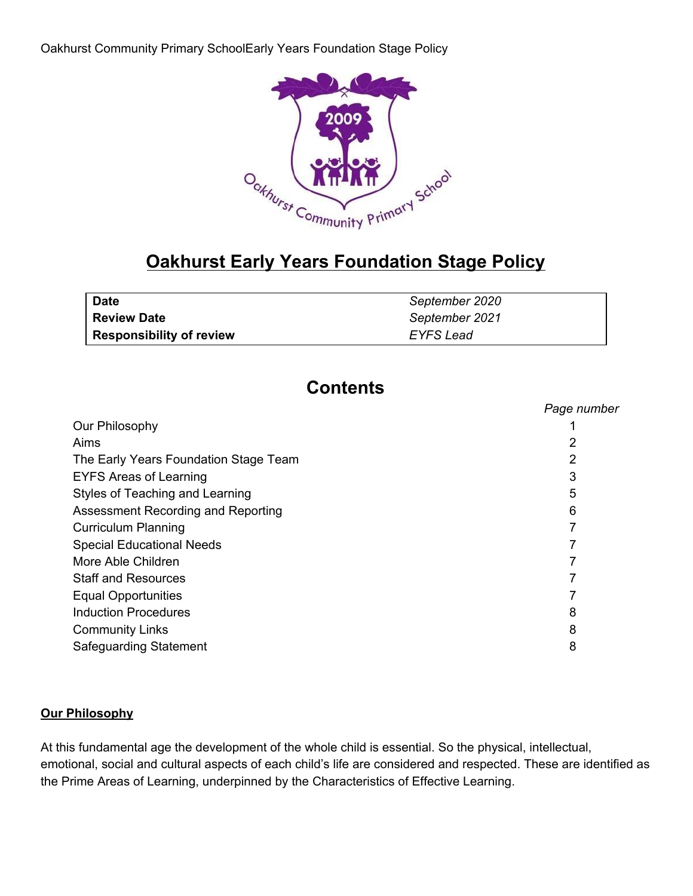# Oakhurst Early Years Foundation Stage Policy

| **Date** | *September 2020* |
|---|---|
| **Review Date** | *September 2021* |
| **Responsibility of review** | *EYFS Lead* |

## Contents

| | *Page number* |
|---|---|
| Our Philosophy | 1 |
| Aims | 2 |
| The Early Years Foundation Stage Team | 2 |
| EYFS Areas of Learning | 3 |
| Styles of Teaching and Learning | 5 |
| Assessment Recording and Reporting | 6 |
| Curriculum Planning | 7 |
| Special Educational Needs | 7 |
| More Able Children | 7 |
| Staff and Resources | 7 |
| Equal Opportunities | 7 |
| Induction Procedures | 8 |
| Community Links | 8 |
| Safeguarding Statement | 8 |

### Our Philosophy

At this fundamental age the development of the whole child is essential. So the physical, intellectual, emotional, social and cultural aspects of each child's life are considered and respected. These are identified as the Prime Areas of Learning, underpinned by the Characteristics of Effective Learning.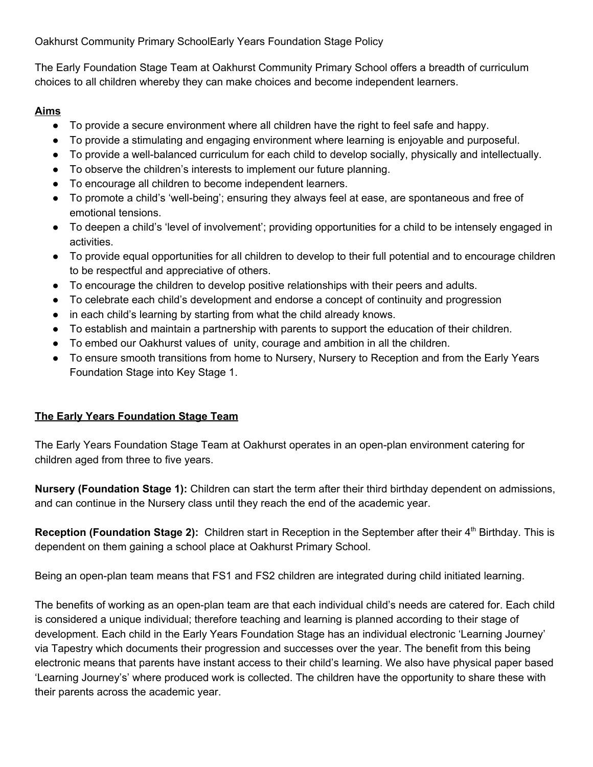Oakhurst Community Primary SchoolEarly Years Foundation Stage Policy

The Early Foundation Stage Team at Oakhurst Community Primary School offers a breadth of curriculum choices to all children whereby they can make choices and become independent learners.

## Aims

- To provide a secure environment where all children have the right to feel safe and happy.
- To provide a stimulating and engaging environment where learning is enjoyable and purposeful.
- To provide a well-balanced curriculum for each child to develop socially, physically and intellectually.
- To observe the children's interests to implement our future planning.
- To encourage all children to become independent learners.
- To promote a child's 'well-being'; ensuring they always feel at ease, are spontaneous and free of emotional tensions.
- To deepen a child's 'level of involvement'; providing opportunities for a child to be intensely engaged in activities.
- To provide equal opportunities for all children to develop to their full potential and to encourage children to be respectful and appreciative of others.
- To encourage the children to develop positive relationships with their peers and adults.
- To celebrate each child's development and endorse a concept of continuity and progression
- in each child's learning by starting from what the child already knows.
- To establish and maintain a partnership with parents to support the education of their children.
- To embed our Oakhurst values of unity, courage and ambition in all the children.
- To ensure smooth transitions from home to Nursery, Nursery to Reception and from the Early Years Foundation Stage into Key Stage 1.

## The Early Years Foundation Stage Team

The Early Years Foundation Stage Team at Oakhurst operates in an open-plan environment catering for children aged from three to five years.

**Nursery (Foundation Stage 1):** Children can start the term after their third birthday dependent on admissions, and can continue in the Nursery class until they reach the end of the academic year.

**Reception (Foundation Stage 2):** Children start in Reception in the September after their 4th Birthday. This is dependent on them gaining a school place at Oakhurst Primary School.

Being an open-plan team means that FS1 and FS2 children are integrated during child initiated learning.

The benefits of working as an open-plan team are that each individual child's needs are catered for. Each child is considered a unique individual; therefore teaching and learning is planned according to their stage of development. Each child in the Early Years Foundation Stage has an individual electronic 'Learning Journey' via Tapestry which documents their progression and successes over the year. The benefit from this being electronic means that parents have instant access to their child's learning. We also have physical paper based 'Learning Journey's' where produced work is collected. The children have the opportunity to share these with their parents across the academic year.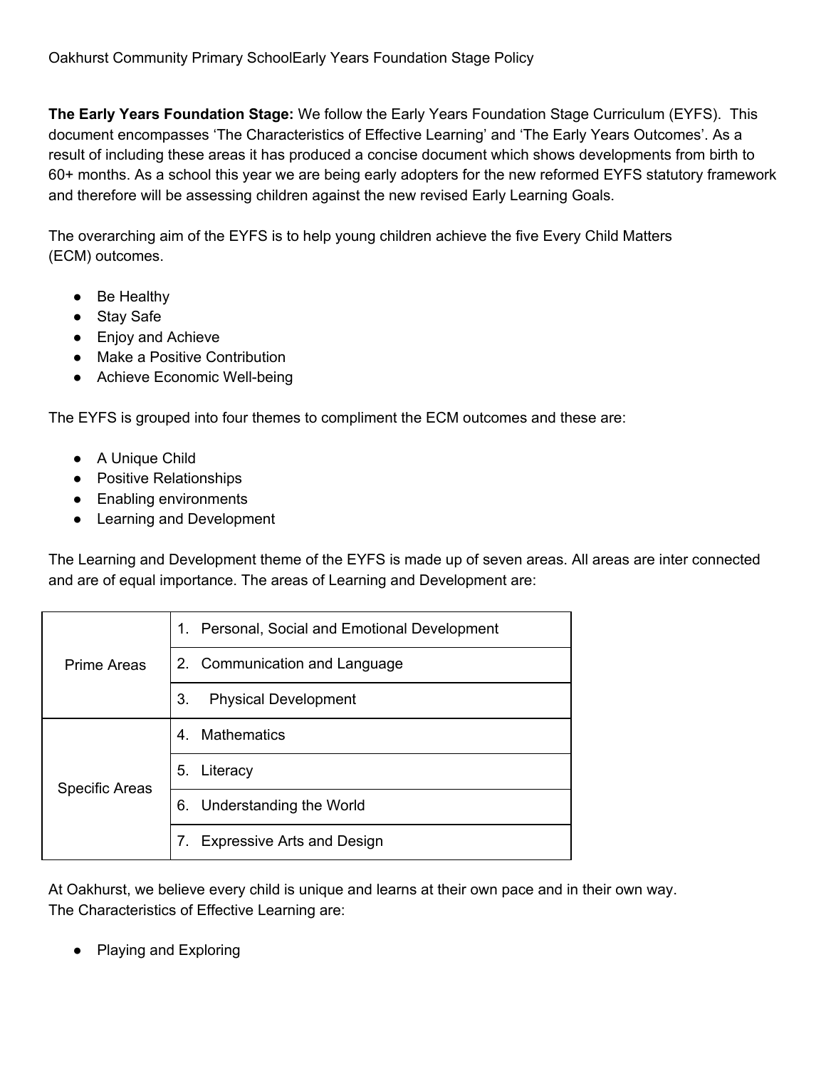Oakhurst Community Primary SchoolEarly Years Foundation Stage Policy

**The Early Years Foundation Stage:** We follow the Early Years Foundation Stage Curriculum (EYFS). This document encompasses 'The Characteristics of Effective Learning' and 'The Early Years Outcomes'. As a result of including these areas it has produced a concise document which shows developments from birth to 60+ months. As a school this year we are being early adopters for the new reformed EYFS statutory framework and therefore will be assessing children against the new revised Early Learning Goals.

The overarching aim of the EYFS is to help young children achieve the five Every Child Matters (ECM) outcomes.

- Be Healthy
- Stay Safe
- Enjoy and Achieve
- Make a Positive Contribution
- Achieve Economic Well-being

The EYFS is grouped into four themes to compliment the ECM outcomes and these are:

- A Unique Child
- Positive Relationships
- Enabling environments
- Learning and Development

The Learning and Development theme of the EYFS is made up of seven areas. All areas are inter connected and are of equal importance. The areas of Learning and Development are:

| | |
|---|---|
| Prime Areas | 1. Personal, Social and Emotional Development |
| | 2. Communication and Language |
| | 3. Physical Development |
| Specific Areas | 4. Mathematics |
| | 5. Literacy |
| | 6. Understanding the World |
| | 7. Expressive Arts and Design |

At Oakhurst, we believe every child is unique and learns at their own pace and in their own way.
The Characteristics of Effective Learning are:

- Playing and Exploring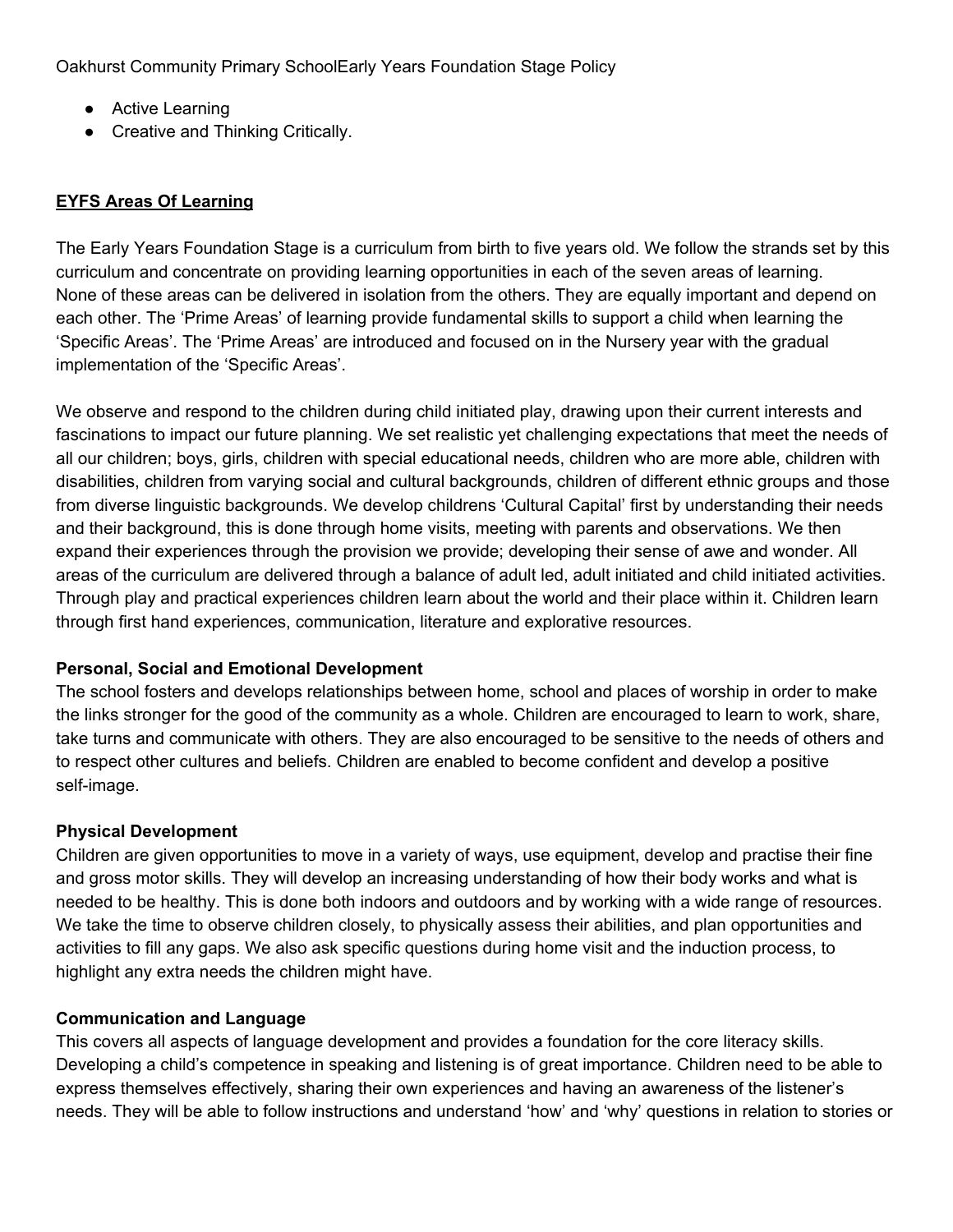- Active Learning
- Creative and Thinking Critically.

## EYFS Areas Of Learning

The Early Years Foundation Stage is a curriculum from birth to five years old. We follow the strands set by this curriculum and concentrate on providing learning opportunities in each of the seven areas of learning. None of these areas can be delivered in isolation from the others. They are equally important and depend on each other. The 'Prime Areas' of learning provide fundamental skills to support a child when learning the 'Specific Areas'. The 'Prime Areas' are introduced and focused on in the Nursery year with the gradual implementation of the 'Specific Areas'.

We observe and respond to the children during child initiated play, drawing upon their current interests and fascinations to impact our future planning. We set realistic yet challenging expectations that meet the needs of all our children; boys, girls, children with special educational needs, children who are more able, children with disabilities, children from varying social and cultural backgrounds, children of different ethnic groups and those from diverse linguistic backgrounds. We develop childrens 'Cultural Capital' first by understanding their needs and their background, this is done through home visits, meeting with parents and observations. We then expand their experiences through the provision we provide; developing their sense of awe and wonder. All areas of the curriculum are delivered through a balance of adult led, adult initiated and child initiated activities. Through play and practical experiences children learn about the world and their place within it. Children learn through first hand experiences, communication, literature and explorative resources.

### Personal, Social and Emotional Development

The school fosters and develops relationships between home, school and places of worship in order to make the links stronger for the good of the community as a whole. Children are encouraged to learn to work, share, take turns and communicate with others. They are also encouraged to be sensitive to the needs of others and to respect other cultures and beliefs. Children are enabled to become confident and develop a positive self-image.

### Physical Development

Children are given opportunities to move in a variety of ways, use equipment, develop and practise their fine and gross motor skills. They will develop an increasing understanding of how their body works and what is needed to be healthy. This is done both indoors and outdoors and by working with a wide range of resources. We take the time to observe children closely, to physically assess their abilities, and plan opportunities and activities to fill any gaps. We also ask specific questions during home visit and the induction process, to highlight any extra needs the children might have.

### Communication and Language

This covers all aspects of language development and provides a foundation for the core literacy skills. Developing a child's competence in speaking and listening is of great importance. Children need to be able to express themselves effectively, sharing their own experiences and having an awareness of the listener's needs. They will be able to follow instructions and understand 'how' and 'why' questions in relation to stories or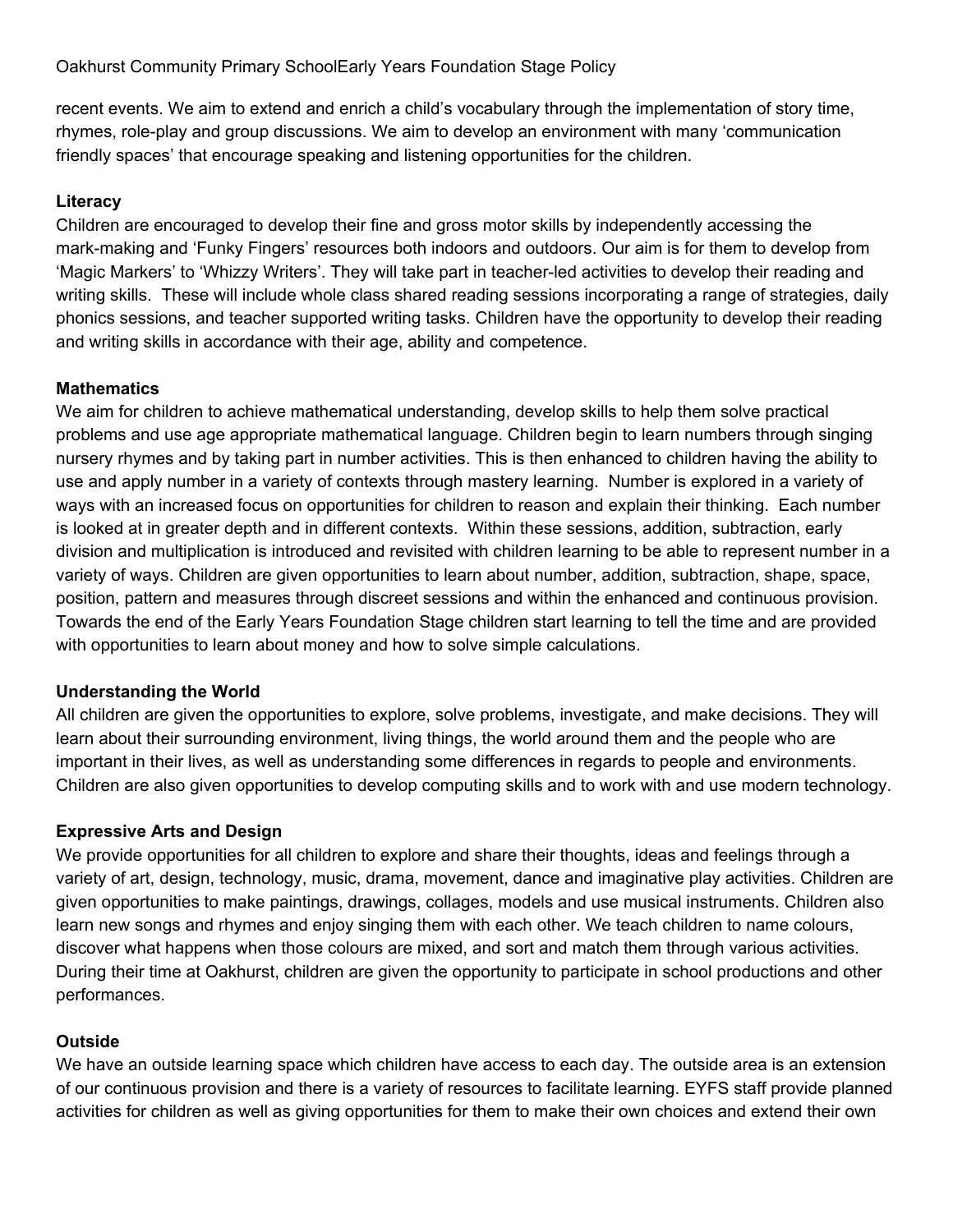recent events. We aim to extend and enrich a child's vocabulary through the implementation of story time, rhymes, role-play and group discussions. We aim to develop an environment with many 'communication friendly spaces' that encourage speaking and listening opportunities for the children.

**Literacy**

Children are encouraged to develop their fine and gross motor skills by independently accessing the mark-making and 'Funky Fingers' resources both indoors and outdoors. Our aim is for them to develop from 'Magic Markers' to 'Whizzy Writers'. They will take part in teacher-led activities to develop their reading and writing skills. These will include whole class shared reading sessions incorporating a range of strategies, daily phonics sessions, and teacher supported writing tasks. Children have the opportunity to develop their reading and writing skills in accordance with their age, ability and competence.

**Mathematics**

We aim for children to achieve mathematical understanding, develop skills to help them solve practical problems and use age appropriate mathematical language. Children begin to learn numbers through singing nursery rhymes and by taking part in number activities. This is then enhanced to children having the ability to use and apply number in a variety of contexts through mastery learning. Number is explored in a variety of ways with an increased focus on opportunities for children to reason and explain their thinking. Each number is looked at in greater depth and in different contexts. Within these sessions, addition, subtraction, early division and multiplication is introduced and revisited with children learning to be able to represent number in a variety of ways. Children are given opportunities to learn about number, addition, subtraction, shape, space, position, pattern and measures through discreet sessions and within the enhanced and continuous provision. Towards the end of the Early Years Foundation Stage children start learning to tell the time and are provided with opportunities to learn about money and how to solve simple calculations.

**Understanding the World**

All children are given the opportunities to explore, solve problems, investigate, and make decisions. They will learn about their surrounding environment, living things, the world around them and the people who are important in their lives, as well as understanding some differences in regards to people and environments. Children are also given opportunities to develop computing skills and to work with and use modern technology.

**Expressive Arts and Design**

We provide opportunities for all children to explore and share their thoughts, ideas and feelings through a variety of art, design, technology, music, drama, movement, dance and imaginative play activities. Children are given opportunities to make paintings, drawings, collages, models and use musical instruments. Children also learn new songs and rhymes and enjoy singing them with each other. We teach children to name colours, discover what happens when those colours are mixed, and sort and match them through various activities. During their time at Oakhurst, children are given the opportunity to participate in school productions and other performances.

**Outside**

We have an outside learning space which children have access to each day. The outside area is an extension of our continuous provision and there is a variety of resources to facilitate learning. EYFS staff provide planned activities for children as well as giving opportunities for them to make their own choices and extend their own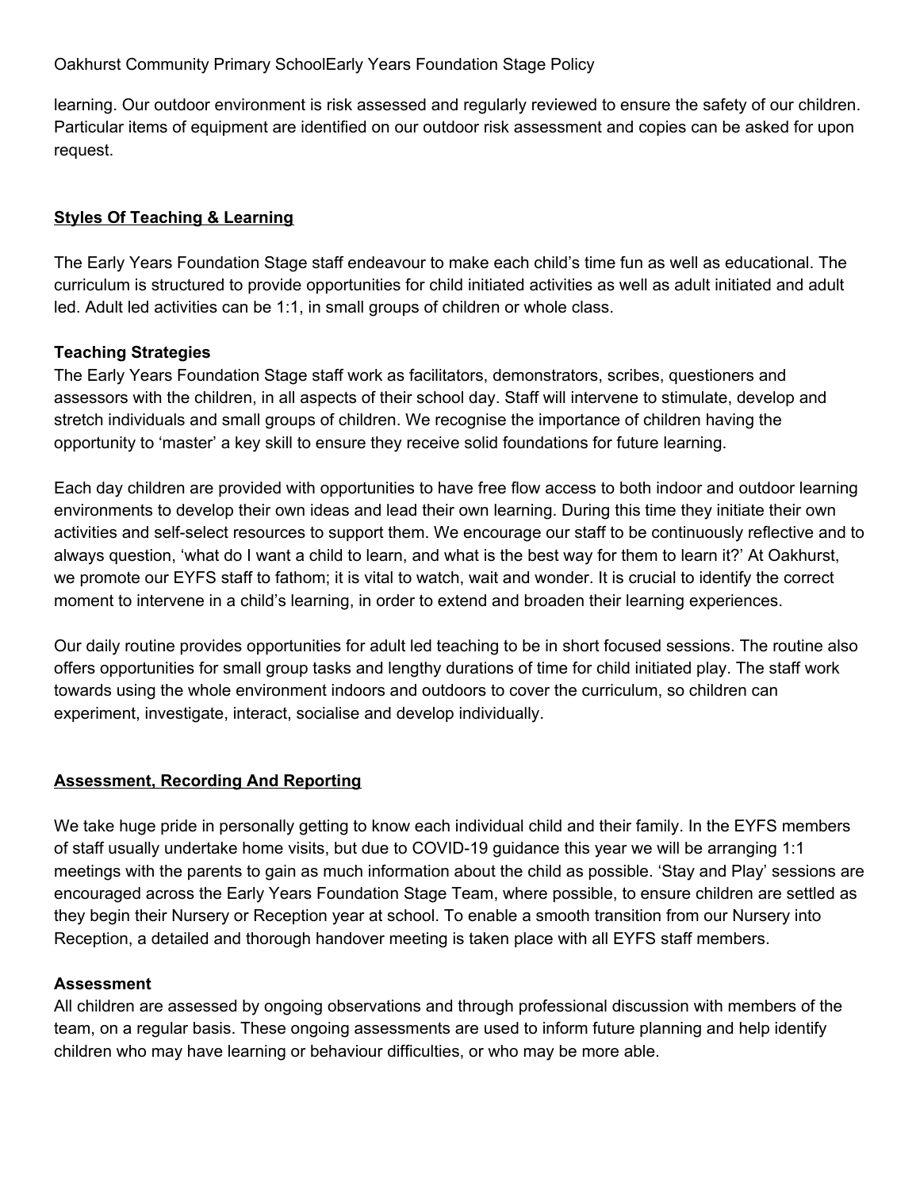learning. Our outdoor environment is risk assessed and regularly reviewed to ensure the safety of our children. Particular items of equipment are identified on our outdoor risk assessment and copies can be asked for upon request.

## Styles Of Teaching & Learning

The Early Years Foundation Stage staff endeavour to make each child's time fun as well as educational. The curriculum is structured to provide opportunities for child initiated activities as well as adult initiated and adult led. Adult led activities can be 1:1, in small groups of children or whole class.

### Teaching Strategies

The Early Years Foundation Stage staff work as facilitators, demonstrators, scribes, questioners and assessors with the children, in all aspects of their school day. Staff will intervene to stimulate, develop and stretch individuals and small groups of children. We recognise the importance of children having the opportunity to 'master' a key skill to ensure they receive solid foundations for future learning.

Each day children are provided with opportunities to have free flow access to both indoor and outdoor learning environments to develop their own ideas and lead their own learning. During this time they initiate their own activities and self-select resources to support them. We encourage our staff to be continuously reflective and to always question, 'what do I want a child to learn, and what is the best way for them to learn it?' At Oakhurst, we promote our EYFS staff to fathom; it is vital to watch, wait and wonder. It is crucial to identify the correct moment to intervene in a child's learning, in order to extend and broaden their learning experiences.

Our daily routine provides opportunities for adult led teaching to be in short focused sessions. The routine also offers opportunities for small group tasks and lengthy durations of time for child initiated play. The staff work towards using the whole environment indoors and outdoors to cover the curriculum, so children can experiment, investigate, interact, socialise and develop individually.

## Assessment, Recording And Reporting

We take huge pride in personally getting to know each individual child and their family. In the EYFS members of staff usually undertake home visits, but due to COVID-19 guidance this year we will be arranging 1:1 meetings with the parents to gain as much information about the child as possible. 'Stay and Play' sessions are encouraged across the Early Years Foundation Stage Team, where possible, to ensure children are settled as they begin their Nursery or Reception year at school. To enable a smooth transition from our Nursery into Reception, a detailed and thorough handover meeting is taken place with all EYFS staff members.

### Assessment

All children are assessed by ongoing observations and through professional discussion with members of the team, on a regular basis. These ongoing assessments are used to inform future planning and help identify children who may have learning or behaviour difficulties, or who may be more able.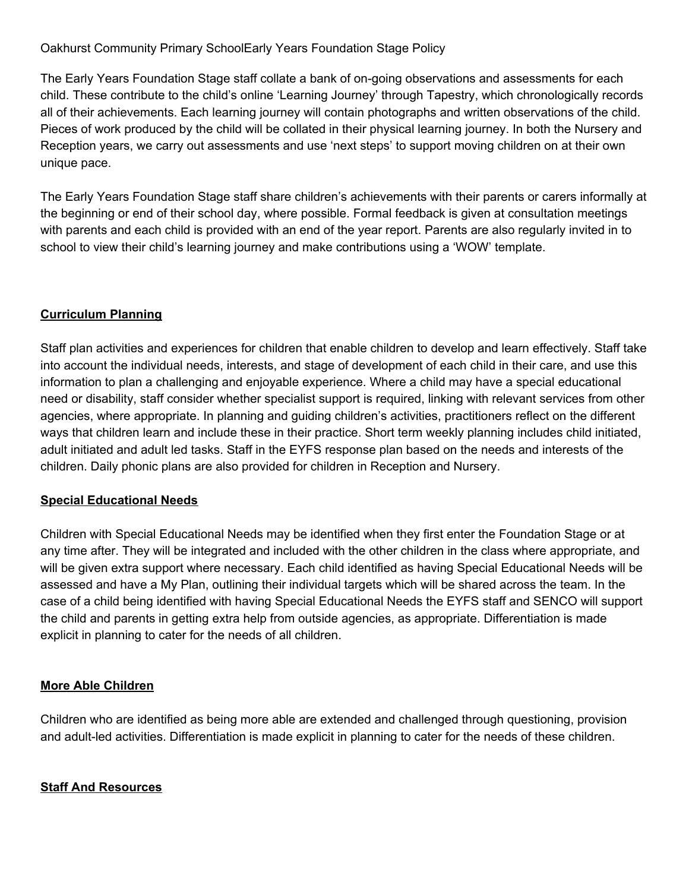The Early Years Foundation Stage staff collate a bank of on-going observations and assessments for each child. These contribute to the child's online 'Learning Journey' through Tapestry, which chronologically records all of their achievements. Each learning journey will contain photographs and written observations of the child. Pieces of work produced by the child will be collated in their physical learning journey. In both the Nursery and Reception years, we carry out assessments and use 'next steps' to support moving children on at their own unique pace.

The Early Years Foundation Stage staff share children's achievements with their parents or carers informally at the beginning or end of their school day, where possible. Formal feedback is given at consultation meetings with parents and each child is provided with an end of the year report. Parents are also regularly invited in to school to view their child's learning journey and make contributions using a 'WOW' template.

## Curriculum Planning

Staff plan activities and experiences for children that enable children to develop and learn effectively. Staff take into account the individual needs, interests, and stage of development of each child in their care, and use this information to plan a challenging and enjoyable experience. Where a child may have a special educational need or disability, staff consider whether specialist support is required, linking with relevant services from other agencies, where appropriate. In planning and guiding children's activities, practitioners reflect on the different ways that children learn and include these in their practice. Short term weekly planning includes child initiated, adult initiated and adult led tasks. Staff in the EYFS response plan based on the needs and interests of the children. Daily phonic plans are also provided for children in Reception and Nursery.

## Special Educational Needs

Children with Special Educational Needs may be identified when they first enter the Foundation Stage or at any time after. They will be integrated and included with the other children in the class where appropriate, and will be given extra support where necessary. Each child identified as having Special Educational Needs will be assessed and have a My Plan, outlining their individual targets which will be shared across the team. In the case of a child being identified with having Special Educational Needs the EYFS staff and SENCO will support the child and parents in getting extra help from outside agencies, as appropriate. Differentiation is made explicit in planning to cater for the needs of all children.

## More Able Children

Children who are identified as being more able are extended and challenged through questioning, provision and adult-led activities. Differentiation is made explicit in planning to cater for the needs of these children.

## Staff And Resources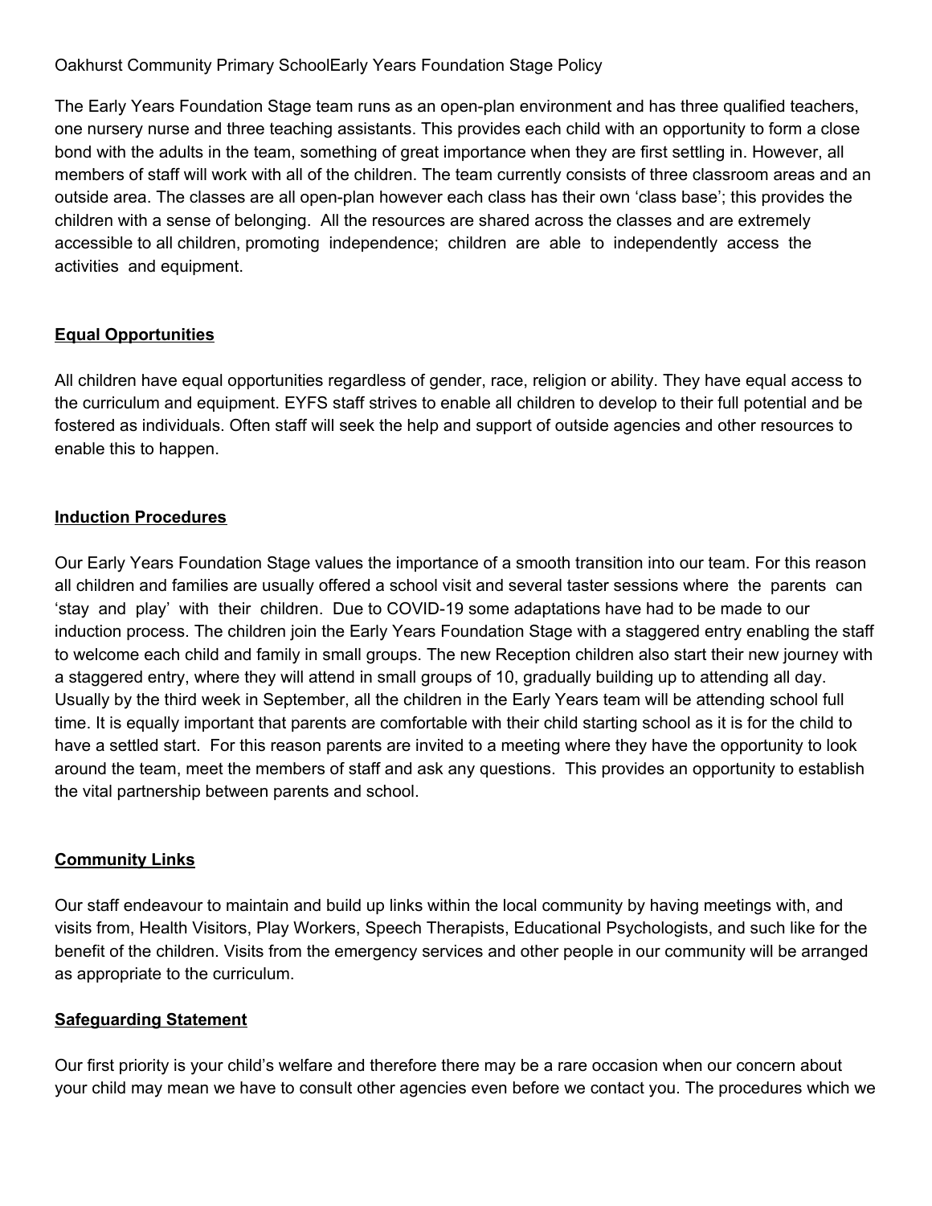Oakhurst Community Primary SchoolEarly Years Foundation Stage Policy

The Early Years Foundation Stage team runs as an open-plan environment and has three qualified teachers, one nursery nurse and three teaching assistants. This provides each child with an opportunity to form a close bond with the adults in the team, something of great importance when they are first settling in. However, all members of staff will work with all of the children. The team currently consists of three classroom areas and an outside area. The classes are all open-plan however each class has their own 'class base'; this provides the children with a sense of belonging. All the resources are shared across the classes and are extremely accessible to all children, promoting independence; children are able to independently access the activities and equipment.

## Equal Opportunities

All children have equal opportunities regardless of gender, race, religion or ability. They have equal access to the curriculum and equipment. EYFS staff strives to enable all children to develop to their full potential and be fostered as individuals. Often staff will seek the help and support of outside agencies and other resources to enable this to happen.

## Induction Procedures

Our Early Years Foundation Stage values the importance of a smooth transition into our team. For this reason all children and families are usually offered a school visit and several taster sessions where the parents can 'stay and play' with their children. Due to COVID-19 some adaptations have had to be made to our induction process. The children join the Early Years Foundation Stage with a staggered entry enabling the staff to welcome each child and family in small groups. The new Reception children also start their new journey with a staggered entry, where they will attend in small groups of 10, gradually building up to attending all day. Usually by the third week in September, all the children in the Early Years team will be attending school full time. It is equally important that parents are comfortable with their child starting school as it is for the child to have a settled start. For this reason parents are invited to a meeting where they have the opportunity to look around the team, meet the members of staff and ask any questions. This provides an opportunity to establish the vital partnership between parents and school.

## Community Links

Our staff endeavour to maintain and build up links within the local community by having meetings with, and visits from, Health Visitors, Play Workers, Speech Therapists, Educational Psychologists, and such like for the benefit of the children. Visits from the emergency services and other people in our community will be arranged as appropriate to the curriculum.

## Safeguarding Statement

Our first priority is your child's welfare and therefore there may be a rare occasion when our concern about your child may mean we have to consult other agencies even before we contact you. The procedures which we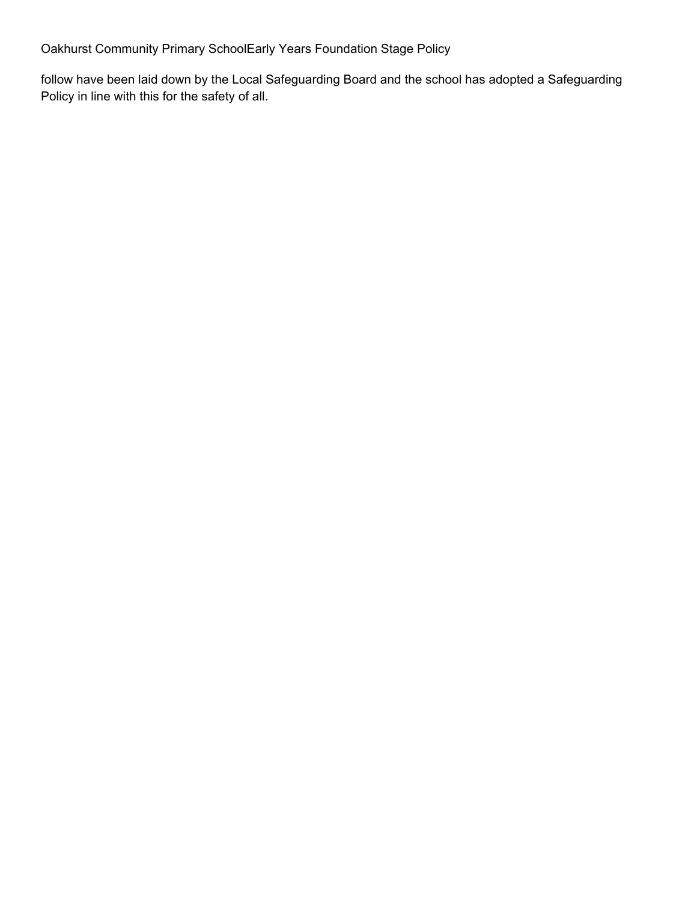follow have been laid down by the Local Safeguarding Board and the school has adopted a Safeguarding Policy in line with this for the safety of all.